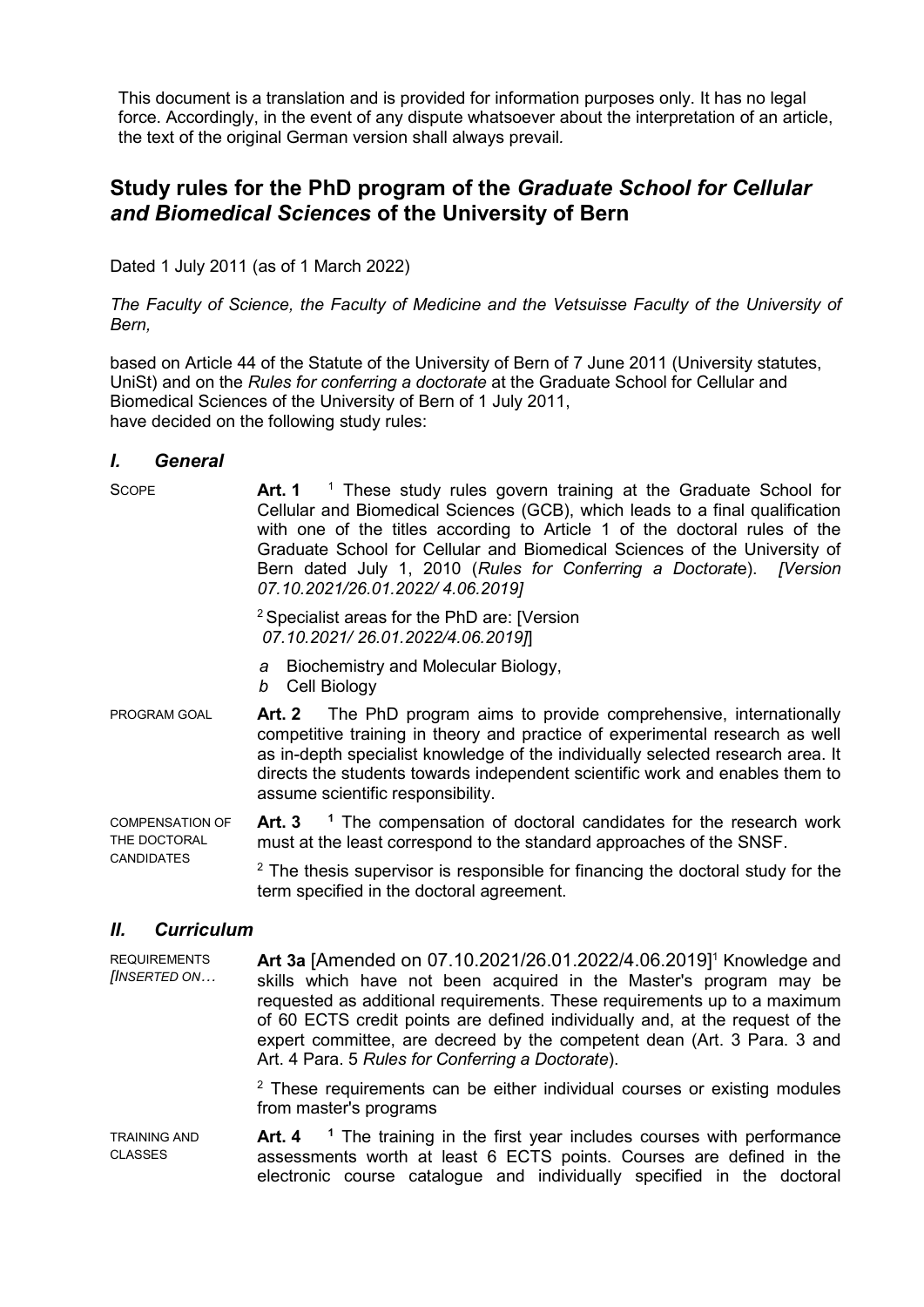This document is a translation and is provided for information purposes only. It has no legal force. Accordingly, in the event of any dispute whatsoever about the interpretation of an article, the text of the original German version shall always prevail.

# Study rules for the PhD program of the *Graduate School for Cellular and Biomedical Sciences* of the University of Bern

Dated 1 July 2011 (as of 1 March 2022)

*The Faculty of Science, the Faculty of Medicine and the Vetsuisse Faculty of the University of Bern,*

based on Article 44 of the Statute of the University of Bern of 7 June 2011 (University statutes, UniSt) and on the *Rules for conferring a doctorate* at the Graduate School for Cellular and Biomedical Sciences of the University of Bern of 1 July 2011,
have decided on the following study rules:

## *I. General*

SCOPE

**Art. 1** [1] These study rules govern training at the Graduate School for Cellular and Biomedical Sciences (GCB), which leads to a final qualification with one of the titles according to Article 1 of the doctoral rules of the Graduate School for Cellular and Biomedical Sciences of the University of Bern dated July 1, 2010 (*Rules for Conferring a Doctorate*). *[Version 07.10.2021/26.01.2022/ 4.06.2019]*

[2] Specialist areas for the PhD are: [Version *07.10.2021/ 26.01.2022/4.06.2019]*]

*a* Biochemistry and Molecular Biology,
*b* Cell Biology

PROGRAM GOAL

**Art. 2** The PhD program aims to provide comprehensive, internationally competitive training in theory and practice of experimental research as well as in-depth specialist knowledge of the individually selected research area. It directs the students towards independent scientific work and enables them to assume scientific responsibility.

COMPENSATION OF THE DOCTORAL CANDIDATES

**Art. 3** **[1]** The compensation of doctoral candidates for the research work must at the least correspond to the standard approaches of the SNSF.

[2] The thesis supervisor is responsible for financing the doctoral study for the term specified in the doctoral agreement.

## *II. Curriculum*

REQUIREMENTS *[INSERTED ON…*

**Art 3a** [Amended on 07.10.2021/26.01.2022/4.06.2019][1] Knowledge and skills which have not been acquired in the Master's program may be requested as additional requirements. These requirements up to a maximum of 60 ECTS credit points are defined individually and, at the request of the expert committee, are decreed by the competent dean (Art. 3 Para. 3 and Art. 4 Para. 5 *Rules for Conferring a Doctorate*).

[2] These requirements can be either individual courses or existing modules from master's programs

TRAINING AND CLASSES

**Art. 4** **[1]** The training in the first year includes courses with performance assessments worth at least 6 ECTS points. Courses are defined in the electronic course catalogue and individually specified in the doctoral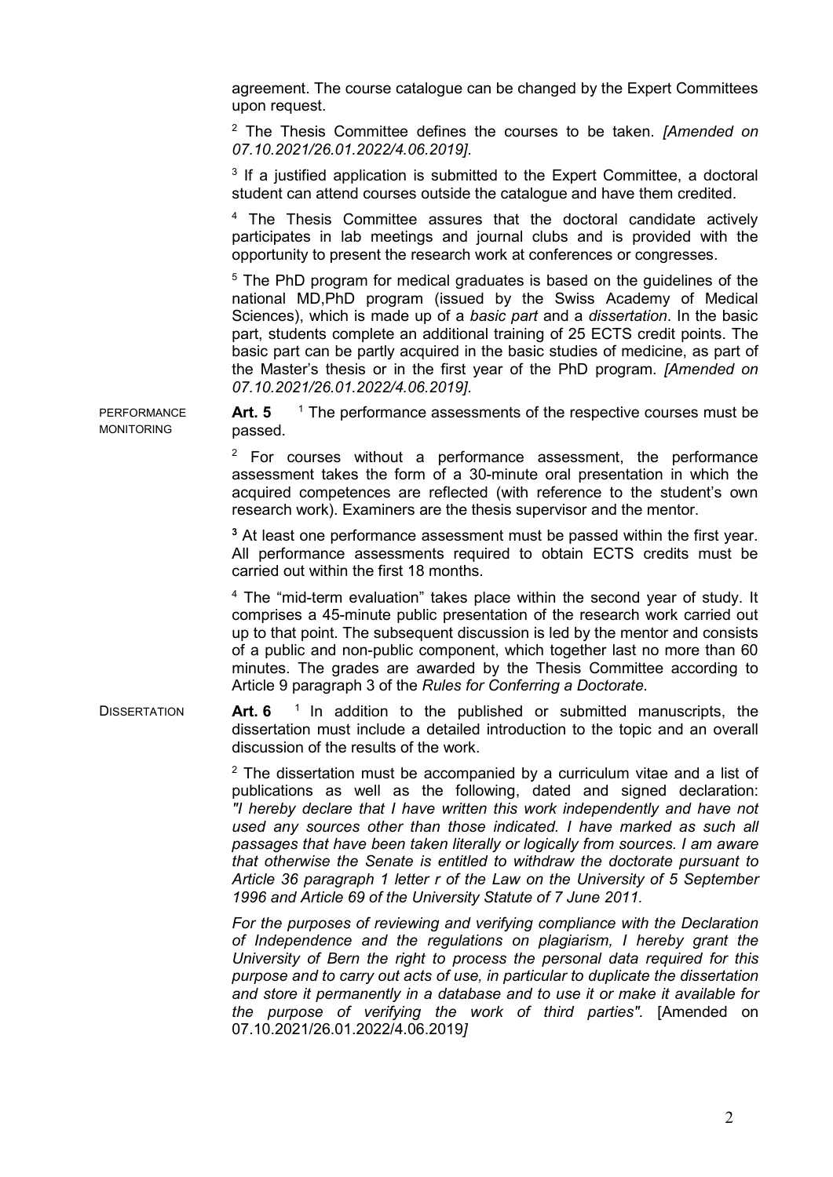agreement. The course catalogue can be changed by the Expert Committees upon request.

[2] The Thesis Committee defines the courses to be taken. *[Amended on 07.10.2021/26.01.2022/4.06.2019].*

[3] If a justified application is submitted to the Expert Committee, a doctoral student can attend courses outside the catalogue and have them credited.

[4] The Thesis Committee assures that the doctoral candidate actively participates in lab meetings and journal clubs and is provided with the opportunity to present the research work at conferences or congresses.

[5] The PhD program for medical graduates is based on the guidelines of the national MD,PhD program (issued by the Swiss Academy of Medical Sciences), which is made up of a *basic part* and a *dissertation*. In the basic part, students complete an additional training of 25 ECTS credit points. The basic part can be partly acquired in the basic studies of medicine, as part of the Master's thesis or in the first year of the PhD program. *[Amended on 07.10.2021/26.01.2022/4.06.2019].*

PERFORMANCE MONITORING

**Art. 5** [1] The performance assessments of the respective courses must be passed.

[2] For courses without a performance assessment, the performance assessment takes the form of a 30-minute oral presentation in which the acquired competences are reflected (with reference to the student's own research work). Examiners are the thesis supervisor and the mentor.

**[3]** At least one performance assessment must be passed within the first year. All performance assessments required to obtain ECTS credits must be carried out within the first 18 months.

[4] The "mid-term evaluation" takes place within the second year of study. It comprises a 45-minute public presentation of the research work carried out up to that point. The subsequent discussion is led by the mentor and consists of a public and non-public component, which together last no more than 60 minutes. The grades are awarded by the Thesis Committee according to Article 9 paragraph 3 of the *Rules for Conferring a Doctorate.*

DISSERTATION

**Art. 6** [1] In addition to the published or submitted manuscripts, the dissertation must include a detailed introduction to the topic and an overall discussion of the results of the work.

[2] The dissertation must be accompanied by a curriculum vitae and a list of publications as well as the following, dated and signed declaration: *"I hereby declare that I have written this work independently and have not used any sources other than those indicated. I have marked as such all passages that have been taken literally or logically from sources. I am aware that otherwise the Senate is entitled to withdraw the doctorate pursuant to Article 36 paragraph 1 letter r of the Law on the University of 5 September 1996 and Article 69 of the University Statute of 7 June 2011.*

*For the purposes of reviewing and verifying compliance with the Declaration of Independence and the regulations on plagiarism, I hereby grant the University of Bern the right to process the personal data required for this purpose and to carry out acts of use, in particular to duplicate the dissertation and store it permanently in a database and to use it or make it available for the purpose of verifying the work of third parties".* [Amended on 07.10.2021/26.01.2022/4.06.2019*]*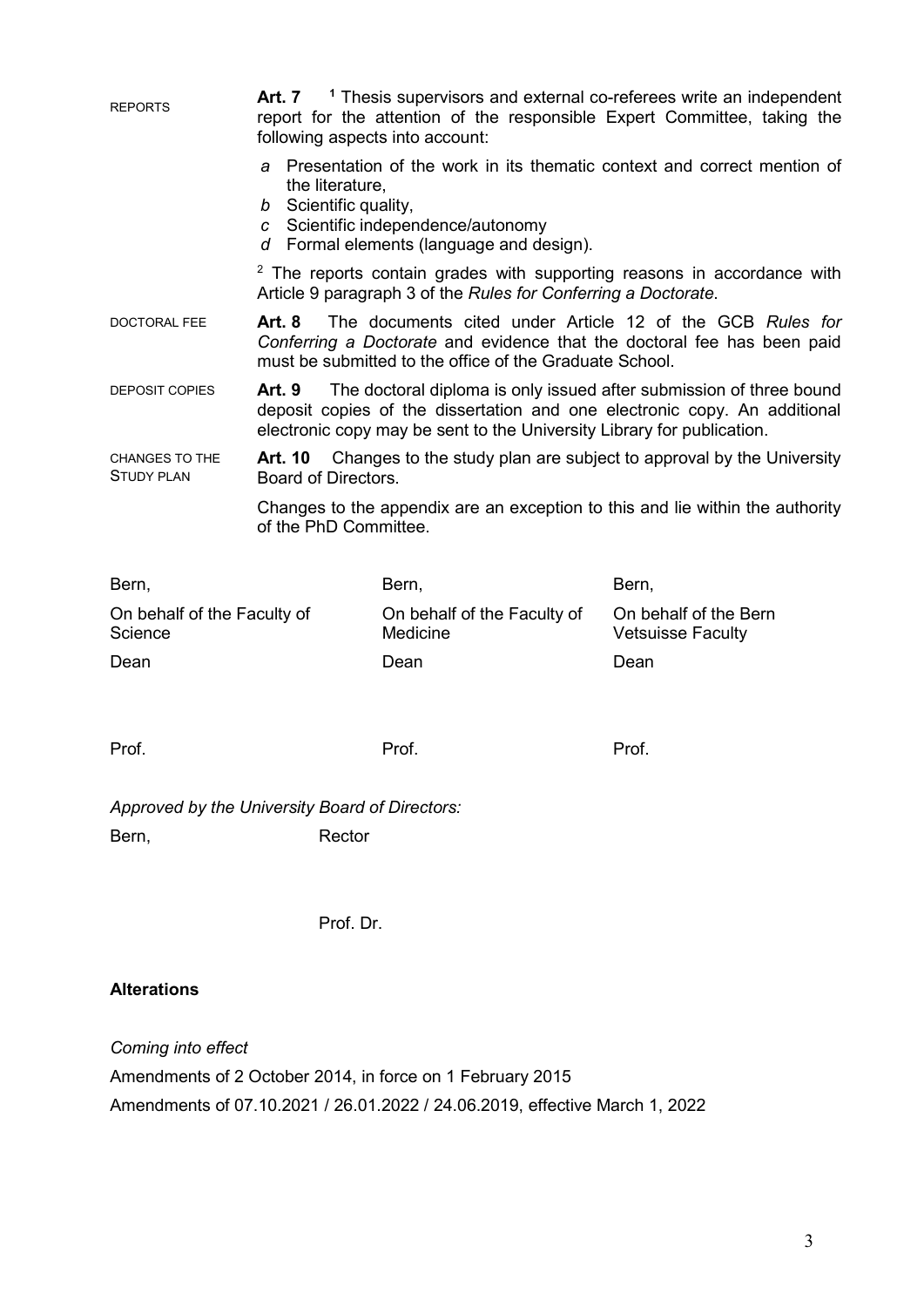REPORTS

**Art. 7** [1] Thesis supervisors and external co-referees write an independent report for the attention of the responsible Expert Committee, taking the following aspects into account:

*a* Presentation of the work in its thematic context and correct mention of the literature,
*b* Scientific quality,
*c* Scientific independence/autonomy
*d* Formal elements (language and design).

[2] The reports contain grades with supporting reasons in accordance with Article 9 paragraph 3 of the *Rules for Conferring a Doctorate*.

DOCTORAL FEE

**Art. 8** The documents cited under Article 12 of the GCB *Rules for Conferring a Doctorate* and evidence that the doctoral fee has been paid must be submitted to the office of the Graduate School.

DEPOSIT COPIES

**Art. 9** The doctoral diploma is only issued after submission of three bound deposit copies of the dissertation and one electronic copy. An additional electronic copy may be sent to the University Library for publication.

CHANGES TO THE STUDY PLAN

**Art. 10** Changes to the study plan are subject to approval by the University Board of Directors.

Changes to the appendix are an exception to this and lie within the authority of the PhD Committee.

| | | |
|---|---|---|
| Bern, | Bern, | Bern, |
| On behalf of the Faculty of Science | On behalf of the Faculty of Medicine | On behalf of the Bern Vetsuisse Faculty |
| Dean | Dean | Dean |
| Prof. | Prof. | Prof. |

*Approved by the University Board of Directors:*

Bern, Rector

Prof. Dr.

**Alterations**

*Coming into effect*

Amendments of 2 October 2014, in force on 1 February 2015

Amendments of 07.10.2021 / 26.01.2022 / 24.06.2019, effective March 1, 2022